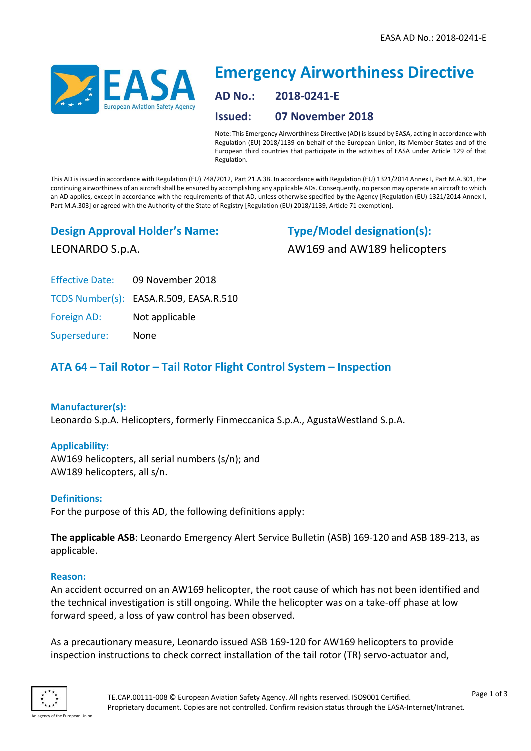# Emergency Airworthiness Directive

**AD No.:** 2018-0241-E

**Issued:** 07 November 2018

Note: This Emergency Airworthiness Directive (AD) is issued by EASA, acting in accordance with Regulation (EU) 2018/1139 on behalf of the European Union, its Member States and of the European third countries that participate in the activities of EASA under Article 129 of that Regulation.

This AD is issued in accordance with Regulation (EU) 748/2012, Part 21.A.3B. In accordance with Regulation (EU) 1321/2014 Annex I, Part M.A.301, the continuing airworthiness of an aircraft shall be ensured by accomplishing any applicable ADs. Consequently, no person may operate an aircraft to which an AD applies, except in accordance with the requirements of that AD, unless otherwise specified by the Agency [Regulation (EU) 1321/2014 Annex I, Part M.A.303] or agreed with the Authority of the State of Registry [Regulation (EU) 2018/1139, Article 71 exemption].

## Design Approval Holder's Name:

LEONARDO S.p.A.

## Type/Model designation(s):

AW169 and AW189 helicopters

Effective Date: 09 November 2018

TCDS Number(s): EASA.R.509, EASA.R.510

Foreign AD: Not applicable

Supersedure: None

## ATA 64 – Tail Rotor – Tail Rotor Flight Control System – Inspection

### Manufacturer(s):

Leonardo S.p.A. Helicopters, formerly Finmeccanica S.p.A., AgustaWestland S.p.A.

### Applicability:

AW169 helicopters, all serial numbers (s/n); and
AW189 helicopters, all s/n.

### Definitions:

For the purpose of this AD, the following definitions apply:

**The applicable ASB**: Leonardo Emergency Alert Service Bulletin (ASB) 169-120 and ASB 189-213, as applicable.

### Reason:

An accident occurred on an AW169 helicopter, the root cause of which has not been identified and the technical investigation is still ongoing. While the helicopter was on a take-off phase at low forward speed, a loss of yaw control has been observed.

As a precautionary measure, Leonardo issued ASB 169-120 for AW169 helicopters to provide inspection instructions to check correct installation of the tail rotor (TR) servo-actuator and,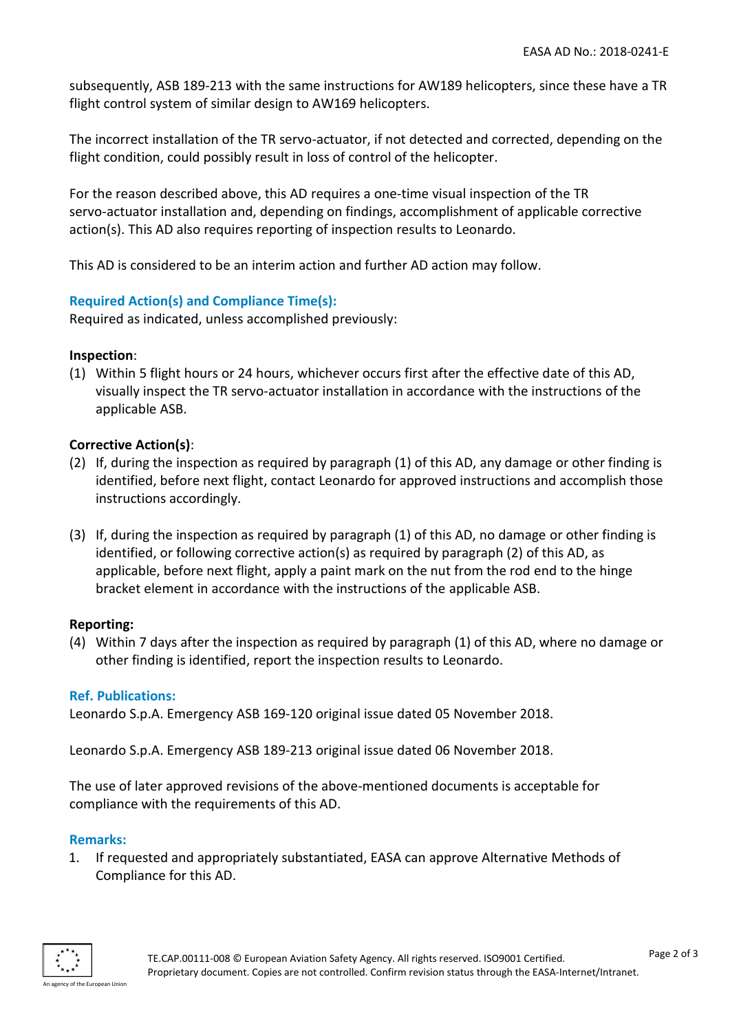subsequently, ASB 189-213 with the same instructions for AW189 helicopters, since these have a TR flight control system of similar design to AW169 helicopters.

The incorrect installation of the TR servo-actuator, if not detected and corrected, depending on the flight condition, could possibly result in loss of control of the helicopter.

For the reason described above, this AD requires a one-time visual inspection of the TR servo-actuator installation and, depending on findings, accomplishment of applicable corrective action(s). This AD also requires reporting of inspection results to Leonardo.

This AD is considered to be an interim action and further AD action may follow.

## Required Action(s) and Compliance Time(s):

Required as indicated, unless accomplished previously:

**Inspection**:

(1) Within 5 flight hours or 24 hours, whichever occurs first after the effective date of this AD, visually inspect the TR servo-actuator installation in accordance with the instructions of the applicable ASB.

**Corrective Action(s)**:

(2) If, during the inspection as required by paragraph (1) of this AD, any damage or other finding is identified, before next flight, contact Leonardo for approved instructions and accomplish those instructions accordingly.

(3) If, during the inspection as required by paragraph (1) of this AD, no damage or other finding is identified, or following corrective action(s) as required by paragraph (2) of this AD, as applicable, before next flight, apply a paint mark on the nut from the rod end to the hinge bracket element in accordance with the instructions of the applicable ASB.

**Reporting:**

(4) Within 7 days after the inspection as required by paragraph (1) of this AD, where no damage or other finding is identified, report the inspection results to Leonardo.

## Ref. Publications:

Leonardo S.p.A. Emergency ASB 169-120 original issue dated 05 November 2018.

Leonardo S.p.A. Emergency ASB 189-213 original issue dated 06 November 2018.

The use of later approved revisions of the above-mentioned documents is acceptable for compliance with the requirements of this AD.

## Remarks:

1. If requested and appropriately substantiated, EASA can approve Alternative Methods of Compliance for this AD.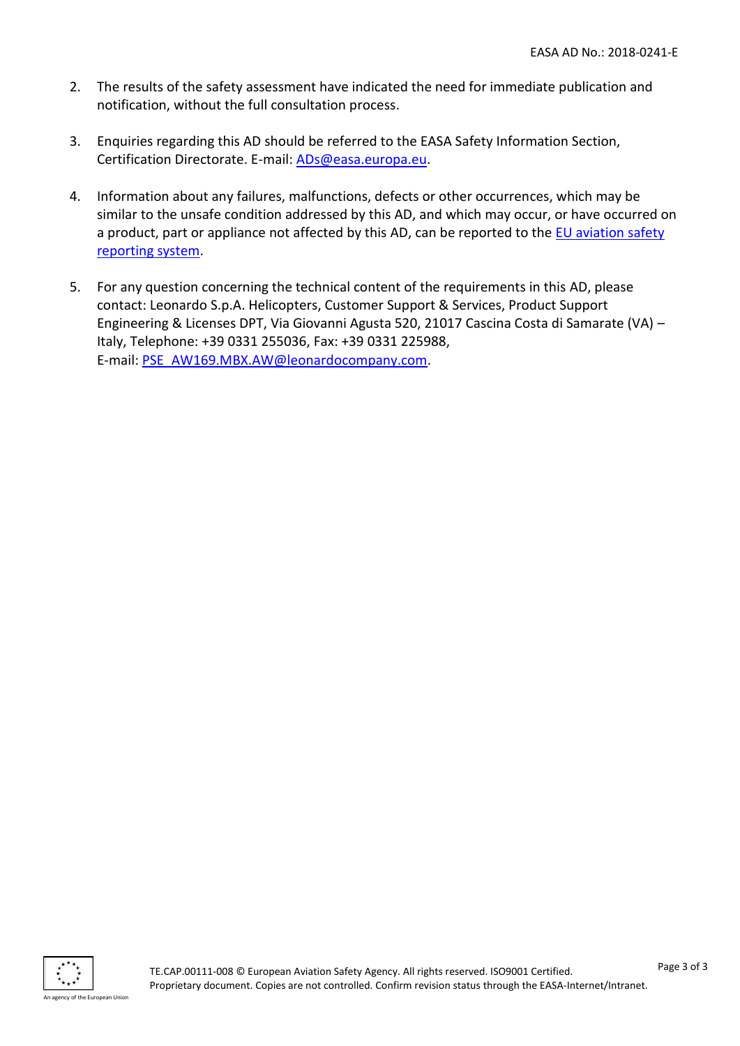2. The results of the safety assessment have indicated the need for immediate publication and notification, without the full consultation process.

3. Enquiries regarding this AD should be referred to the EASA Safety Information Section, Certification Directorate. E-mail: ADs@easa.europa.eu.

4. Information about any failures, malfunctions, defects or other occurrences, which may be similar to the unsafe condition addressed by this AD, and which may occur, or have occurred on a product, part or appliance not affected by this AD, can be reported to the EU aviation safety reporting system.

5. For any question concerning the technical content of the requirements in this AD, please contact: Leonardo S.p.A. Helicopters, Customer Support & Services, Product Support Engineering & Licenses DPT, Via Giovanni Agusta 520, 21017 Cascina Costa di Samarate (VA) – Italy, Telephone: +39 0331 255036, Fax: +39 0331 225988, E-mail: PSE_AW169.MBX.AW@leonardocompany.com.